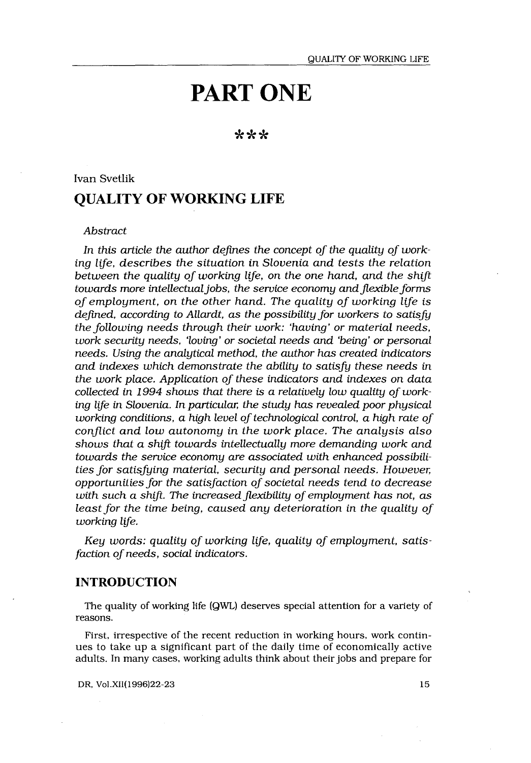# PART ONE

\*\*\*

Ivan Svetlik

## QUALITY OF WORKING LIFE

*Abstract*

*In this article the author defines the concept of the quality of working life, describes the situation in Slovenia and tests the relation between the quality of working life, on the one hand, and the shift towards more intellectual jobs, the service economy and flexible forms of employment, on the other hand. The quality of working life is defined, according to Allardt, as the possibility for workers to satisfy the following needs through their work: 'having' or material needs, work security needs, 'loving' or societal needs and 'being' or personal needs. Using the analytical method, the author has created indicators and indexes which demonstrate the ability to satisfy these needs in the work place. Application of these indicators and indexes on data collected in 1994 shows that there is a relatively low quality of working life in Slovenia. In particular, the study has revealed poor physical working conditions, a high level of technological control, a high rate of conflict and low autonomy in the work place. The analysis also shows that a shift towards intellectually more demanding work and towards the service economy are associated with enhanced possibilities for satisfying material, security and personal needs. However, opportunities for the satisfaction of societal needs tend to decrease with such a shift. The increased flexibility of employment has not, as least for the time being, caused any deterioration in the quality of working life.*

*Key words: quality of working life, quality of employment, satisfaction of needs, social indicators.*

## INTRODUCTION

The quality of working life (QWL) deserves special attention for a variety of reasons.

First, irrespective of the recent reduction in working hours, work continues to take up a significant part of the daily time of economically active adults. In many cases, working adults think about their jobs and prepare for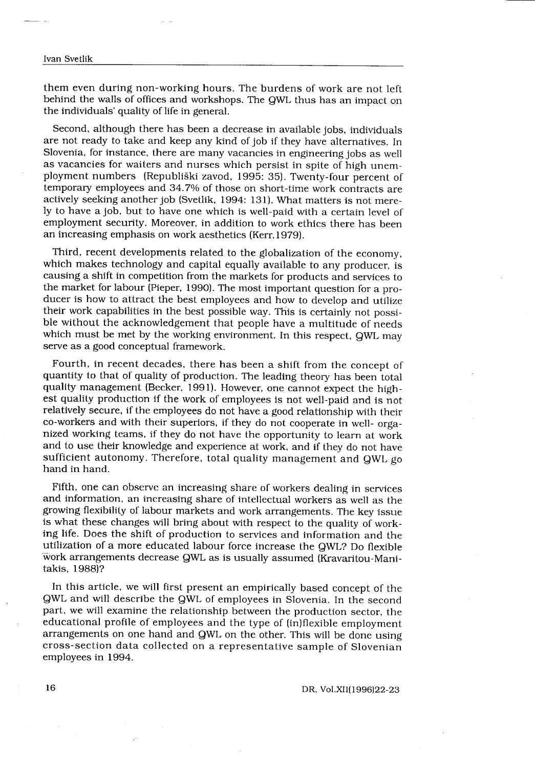them even during non-working hours. The burdens of work are not left behind the walls of offices and workshops. The QWL thus has an impact on the individuals' quality of life in general.

Second, although there has been a decrease in available jobs, individuals are not ready to take and keep any kind of job if they have alternatives. In Slovenia, for instance, there are many vacancies in engineering jobs as well as vacancies for waiters and nurses which persist in spite of high unemployment numbers (Republiški zavod, 1995: 35). Twenty-four percent of temporary employees and 34.7% of those on short-time work contracts are actively seeking another job (Svetlik, 1994: 131). What matters is not merely to have a job, but to have one which is well-paid with a certain level of employment security. Moreover, in addition to work ethics there has been an increasing emphasis on work aesthetics (Kerr, 1979).

Third, recent developments related to the globalization of the economy, which makes technology and capital equally available to any producer, is causing a shift in competition from the markets for products and services to the market for labour (Pieper, 1990). The most important question for a producer is how to attract the best employees and how to develop and utilize their work capabilities in the best possible way. This is certainly not possible without the acknowledgement that people have a multitude of needs which must be met by the working environment. In this respect, QWL may serve as a good conceptual framework.

Fourth, in recent decades, there has been a shift from the concept of quantity to that of quality of production. The leading theory has been total quality management (Becker, 1991). However, one cannot expect the highest quality production if the work of employees is not well-paid and is not relatively secure, if the employees do not have a good relationship with their co-workers and with their superiors, if they do not cooperate in well-organized working teams, if they do not have the opportunity to learn at work and to use their knowledge and experience at work, and if they do not have sufficient autonomy. Therefore, total quality management and QWL go hand in hand.

Fifth, one can observe an increasing share of workers dealing in services and information, an increasing share of intellectual workers as well as the growing flexibility of labour markets and work arrangements. The key issue is what these changes will bring about with respect to the quality of working life. Does the shift of production to services and information and the utilization of a more educated labour force increase the QWL? Do flexible work arrangements decrease QWL as is usually assumed (Kravaritou-Manitakis, 1988)?

In this article, we will first present an empirically based concept of the QWL and will describe the QWL of employees in Slovenia. In the second part, we will examine the relationship between the production sector, the educational profile of employees and the type of (in)flexible employment arrangements on one hand and QWL on the other. This will be done using cross-section data collected on a representative sample of Slovenian employees in 1994.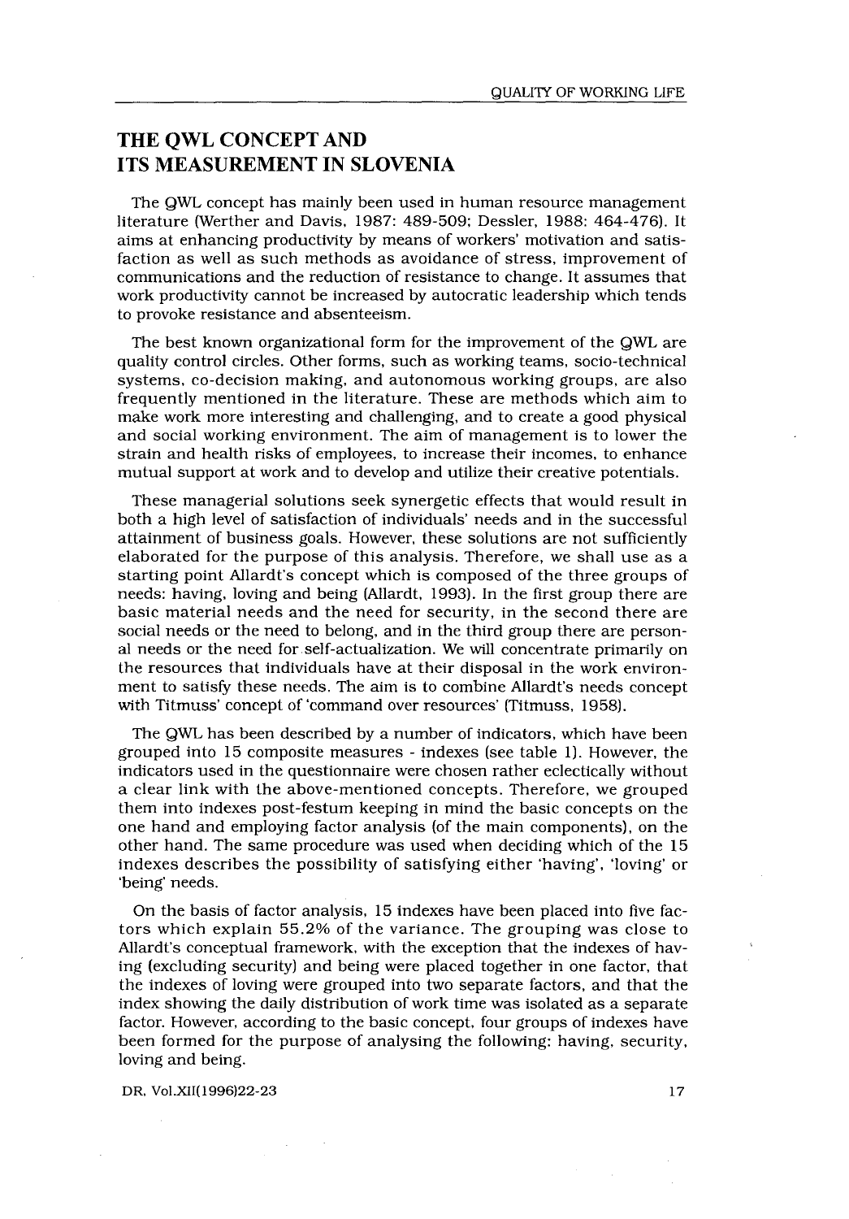## THE QWL CONCEPT AND ITS MEASUREMENT IN SLOVENIA

The QWL concept has mainly been used in human resource management literature (Werther and Davis, 1987: 489-509; Dessler, 1988: 464-476). It aims at enhancing productivity by means of workers' motivation and satisfaction as well as such methods as avoidance of stress, improvement of communications and the reduction of resistance to change. It assumes that work productivity cannot be increased by autocratic leadership which tends to provoke resistance and absenteeism.

The best known organizational form for the improvement of the QWL are quality control circles. Other forms, such as working teams, socio-technical systems, co-decision making, and autonomous working groups, are also frequently mentioned in the literature. These are methods which aim to make work more interesting and challenging, and to create a good physical and social working environment. The aim of management is to lower the strain and health risks of employees, to increase their incomes, to enhance mutual support at work and to develop and utilize their creative potentials.

These managerial solutions seek synergetic effects that would result in both a high level of satisfaction of individuals' needs and in the successful attainment of business goals. However, these solutions are not sufficiently elaborated for the purpose of this analysis. Therefore, we shall use as a starting point Allardt's concept which is composed of the three groups of needs: having, loving and being (Allardt, 1993). In the first group there are basic material needs and the need for security, in the second there are social needs or the need to belong, and in the third group there are personal needs or the need for self-actualization. We will concentrate primarily on the resources that individuals have at their disposal in the work environment to satisfy these needs. The aim is to combine Allardt's needs concept with Titmuss' concept of 'command over resources' (Titmuss, 1958).

The QWL has been described by a number of indicators, which have been grouped into 15 composite measures - indexes (see table 1). However, the indicators used in the questionnaire were chosen rather eclectically without a clear link with the above-mentioned concepts. Therefore, we grouped them into indexes post-festum keeping in mind the basic concepts on the one hand and employing factor analysis (of the main components), on the other hand. The same procedure was used when deciding which of the 15 indexes describes the possibility of satisfying either 'having', 'loving' or 'being' needs.

On the basis of factor analysis, 15 indexes have been placed into five factors which explain 55.2% of the variance. The grouping was close to Allardt's conceptual framework, with the exception that the indexes of having (excluding security) and being were placed together in one factor, that the indexes of loving were grouped into two separate factors, and that the index showing the daily distribution of work time was isolated as a separate factor. However, according to the basic concept, four groups of indexes have been formed for the purpose of analysing the following: having, security, loving and being.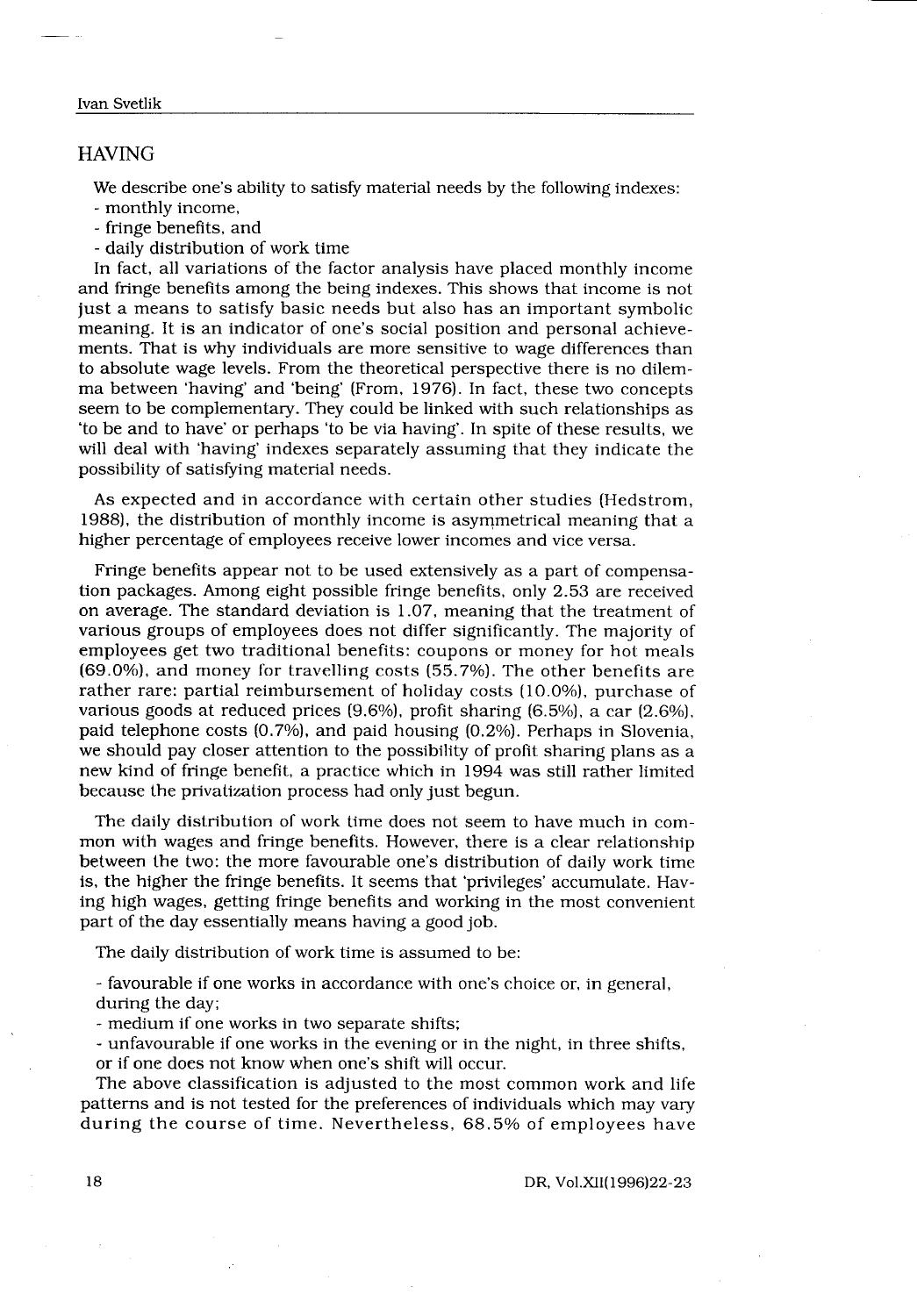## HAVING

We describe one's ability to satisfy material needs by the following indexes:

- monthly income,
- fringe benefits, and
- daily distribution of work time

In fact, all variations of the factor analysis have placed monthly income and fringe benefits among the being indexes. This shows that income is not just a means to satisfy basic needs but also has an important symbolic meaning. It is an indicator of one's social position and personal achievements. That is why individuals are more sensitive to wage differences than to absolute wage levels. From the theoretical perspective there is no dilemma between 'having' and 'being' (From, 1976). In fact, these two concepts seem to be complementary. They could be linked with such relationships as 'to be and to have' or perhaps 'to be via having'. In spite of these results, we will deal with 'having' indexes separately assuming that they indicate the possibility of satisfying material needs.

As expected and in accordance with certain other studies (Hedstrom, 1988), the distribution of monthly income is asymmetrical meaning that a higher percentage of employees receive lower incomes and vice versa.

Fringe benefits appear not to be used extensively as a part of compensation packages. Among eight possible fringe benefits, only 2.53 are received on average. The standard deviation is 1.07, meaning that the treatment of various groups of employees does not differ significantly. The majority of employees get two traditional benefits: coupons or money for hot meals (69.0%), and money for travelling costs (55.7%). The other benefits are rather rare: partial reimbursement of holiday costs (10.0%), purchase of various goods at reduced prices (9.6%), profit sharing (6.5%), a car (2.6%), paid telephone costs (0.7%), and paid housing (0.2%). Perhaps in Slovenia, we should pay closer attention to the possibility of profit sharing plans as a new kind of fringe benefit, a practice which in 1994 was still rather limited because the privatization process had only just begun.

The daily distribution of work time does not seem to have much in common with wages and fringe benefits. However, there is a clear relationship between the two: the more favourable one's distribution of daily work time is, the higher the fringe benefits. It seems that 'privileges' accumulate. Having high wages, getting fringe benefits and working in the most convenient part of the day essentially means having a good job.

The daily distribution of work time is assumed to be:

- favourable if one works in accordance with one's choice or, in general, during the day;
- medium if one works in two separate shifts;
- unfavourable if one works in the evening or in the night, in three shifts, or if one does not know when one's shift will occur.

The above classification is adjusted to the most common work and life patterns and is not tested for the preferences of individuals which may vary during the course of time. Nevertheless, 68.5% of employees have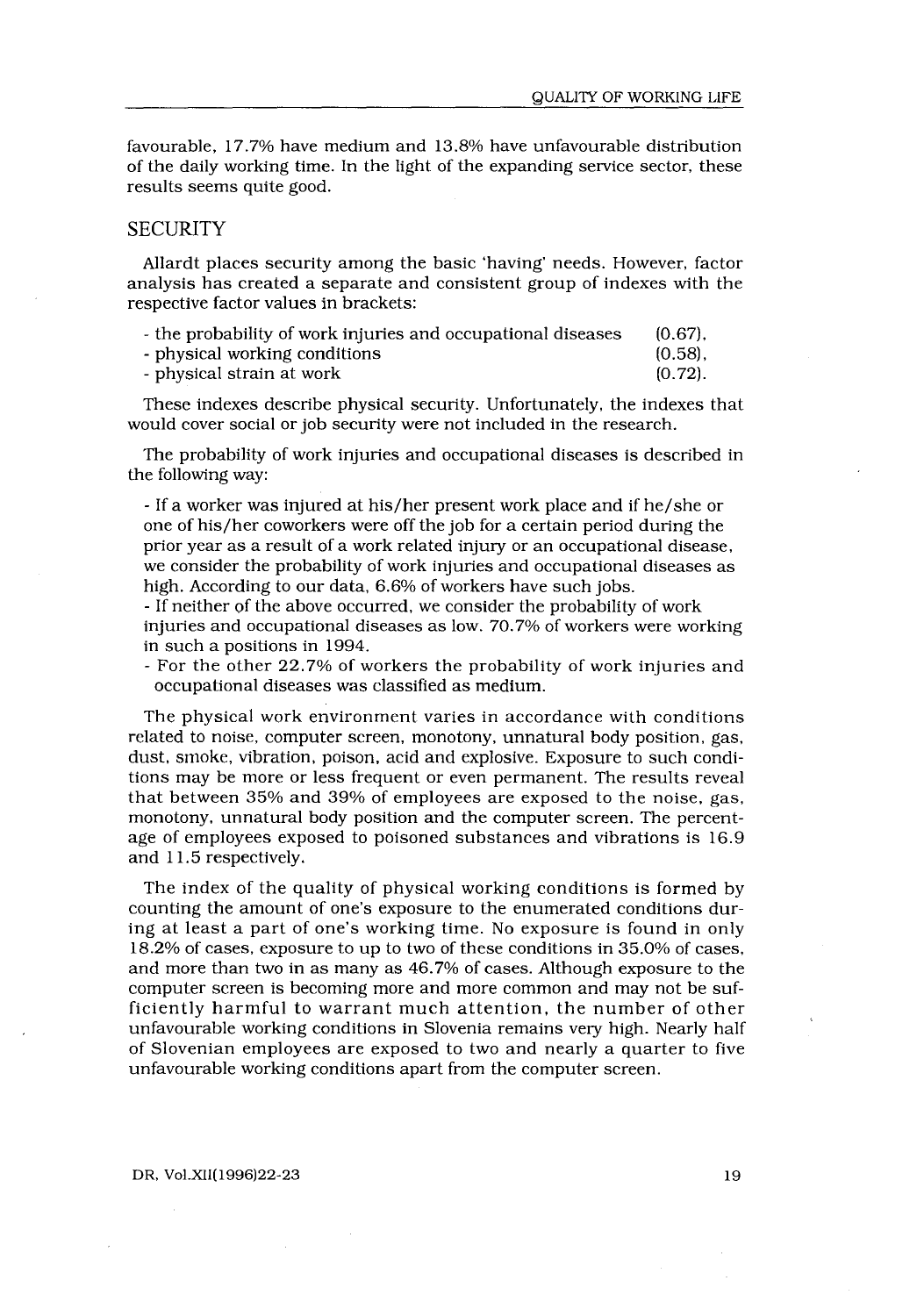favourable, 17.7% have medium and 13.8% have unfavourable distribution of the daily working time. In the light of the expanding service sector, these results seems quite good.

## SECURITY

Allardt places security among the basic 'having' needs. However, factor analysis has created a separate and consistent group of indexes with the respective factor values in brackets:

- the probability of work injuries and occupational diseases (0.67),
- physical working conditions (0.58),
- physical strain at work (0.72).

These indexes describe physical security. Unfortunately, the indexes that would cover social or job security were not included in the research.

The probability of work injuries and occupational diseases is described in the following way:

- If a worker was injured at his/her present work place and if he/she or one of his/her coworkers were off the job for a certain period during the prior year as a result of a work related injury or an occupational disease, we consider the probability of work injuries and occupational diseases as high. According to our data, 6.6% of workers have such jobs.
- If neither of the above occurred, we consider the probability of work injuries and occupational diseases as low. 70.7% of workers were working in such a positions in 1994.
- For the other 22.7% of workers the probability of work injuries and occupational diseases was classified as medium.

The physical work environment varies in accordance with conditions related to noise, computer screen, monotony, unnatural body position, gas, dust, smoke, vibration, poison, acid and explosive. Exposure to such conditions may be more or less frequent or even permanent. The results reveal that between 35% and 39% of employees are exposed to the noise, gas, monotony, unnatural body position and the computer screen. The percentage of employees exposed to poisoned substances and vibrations is 16.9 and 11.5 respectively.

The index of the quality of physical working conditions is formed by counting the amount of one's exposure to the enumerated conditions during at least a part of one's working time. No exposure is found in only 18.2% of cases, exposure to up to two of these conditions in 35.0% of cases, and more than two in as many as 46.7% of cases. Although exposure to the computer screen is becoming more and more common and may not be sufficiently harmful to warrant much attention, the number of other unfavourable working conditions in Slovenia remains very high. Nearly half of Slovenian employees are exposed to two and nearly a quarter to five unfavourable working conditions apart from the computer screen.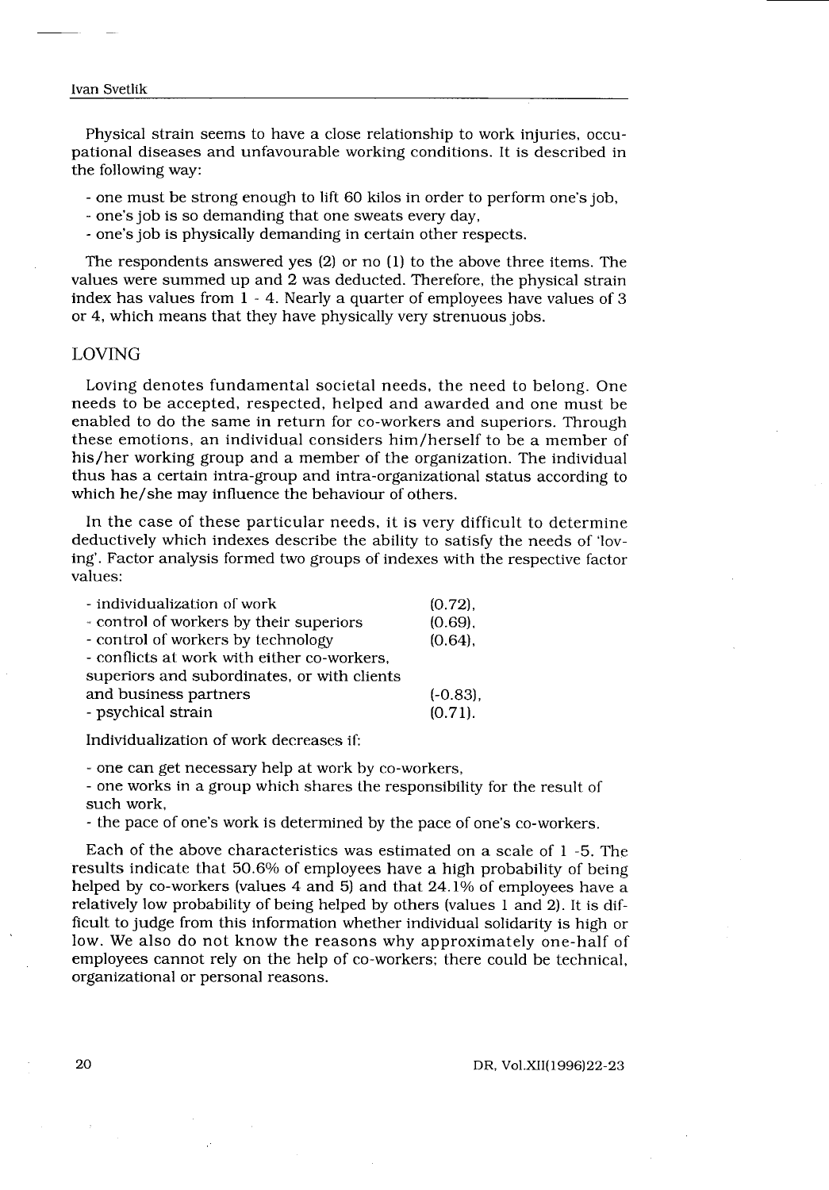Physical strain seems to have a close relationship to work injuries, occupational diseases and unfavourable working conditions. It is described in the following way:

- one must be strong enough to lift 60 kilos in order to perform one's job,
- one's job is so demanding that one sweats every day,
- one's job is physically demanding in certain other respects.

The respondents answered yes (2) or no (1) to the above three items. The values were summed up and 2 was deducted. Therefore, the physical strain index has values from 1 - 4. Nearly a quarter of employees have values of 3 or 4, which means that they have physically very strenuous jobs.

## LOVING

Loving denotes fundamental societal needs, the need to belong. One needs to be accepted, respected, helped and awarded and one must be enabled to do the same in return for co-workers and superiors. Through these emotions, an individual considers him/herself to be a member of his/her working group and a member of the organization. The individual thus has a certain intra-group and intra-organizational status according to which he/she may influence the behaviour of others.

In the case of these particular needs, it is very difficult to determine deductively which indexes describe the ability to satisfy the needs of 'loving'. Factor analysis formed two groups of indexes with the respective factor values:

| | |
|---|---|
| - individualization of work | (0.72), |
| - control of workers by their superiors | (0.69), |
| - control of workers by technology | (0.64), |
| - conflicts at work with either co-workers, superiors and subordinates, or with clients and business partners | (-0.83), |
| - psychical strain | (0.71). |

Individualization of work decreases if:

- one can get necessary help at work by co-workers,
- one works in a group which shares the responsibility for the result of such work,
- the pace of one's work is determined by the pace of one's co-workers.

Each of the above characteristics was estimated on a scale of 1 -5. The results indicate that 50.6% of employees have a high probability of being helped by co-workers (values 4 and 5) and that 24.1% of employees have a relatively low probability of being helped by others (values 1 and 2). It is difficult to judge from this information whether individual solidarity is high or low. We also do not know the reasons why approximately one-half of employees cannot rely on the help of co-workers; there could be technical, organizational or personal reasons.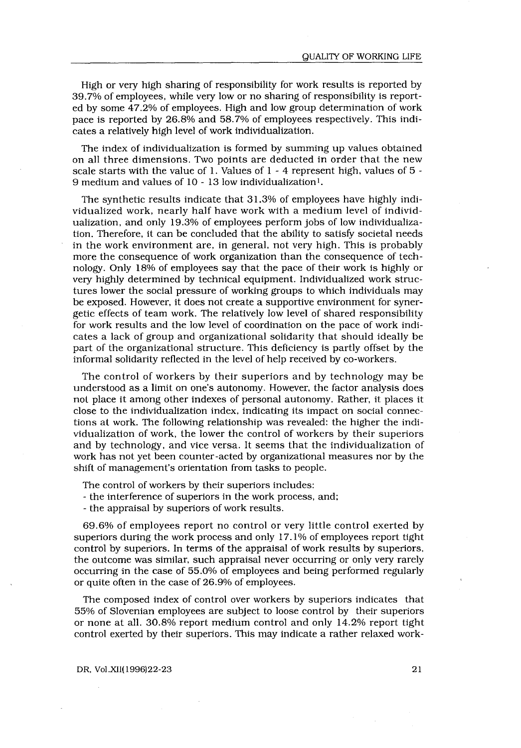High or very high sharing of responsibility for work results is reported by 39.7% of employees, while very low or no sharing of responsibility is reported by some 47.2% of employees. High and low group determination of work pace is reported by 26.8% and 58.7% of employees respectively. This indicates a relatively high level of work individualization.

The index of individualization is formed by summing up values obtained on all three dimensions. Two points are deducted in order that the new scale starts with the value of 1. Values of 1 - 4 represent high, values of 5 - 9 medium and values of 10 - 13 low individualization[1].

The synthetic results indicate that 31.3% of employees have highly individualized work, nearly half have work with a medium level of individualization, and only 19.3% of employees perform jobs of low individualization. Therefore, it can be concluded that the ability to satisfy societal needs in the work environment are, in general, not very high. This is probably more the consequence of work organization than the consequence of technology. Only 18% of employees say that the pace of their work is highly or very highly determined by technical equipment. Individualized work structures lower the social pressure of working groups to which individuals may be exposed. However, it does not create a supportive environment for synergetic effects of team work. The relatively low level of shared responsibility for work results and the low level of coordination on the pace of work indicates a lack of group and organizational solidarity that should ideally be part of the organizational structure. This deficiency is partly offset by the informal solidarity reflected in the level of help received by co-workers.

The control of workers by their superiors and by technology may be understood as a limit on one's autonomy. However, the factor analysis does not place it among other indexes of personal autonomy. Rather, it places it close to the individualization index, indicating its impact on social connections at work. The following relationship was revealed: the higher the individualization of work, the lower the control of workers by their superiors and by technology, and vice versa. It seems that the individualization of work has not yet been counter-acted by organizational measures nor by the shift of management's orientation from tasks to people.

The control of workers by their superiors includes:

- the interference of superiors in the work process, and;
- the appraisal by superiors of work results.

69.6% of employees report no control or very little control exerted by superiors during the work process and only 17.1% of employees report tight control by superiors. In terms of the appraisal of work results by superiors, the outcome was similar, such appraisal never occurring or only very rarely occurring in the case of 55.0% of employees and being performed regularly or quite often in the case of 26.9% of employees.

The composed index of control over workers by superiors indicates that 55% of Slovenian employees are subject to loose control by their superiors or none at all. 30.8% report medium control and only 14.2% report tight control exerted by their superiors. This may indicate a rather relaxed work-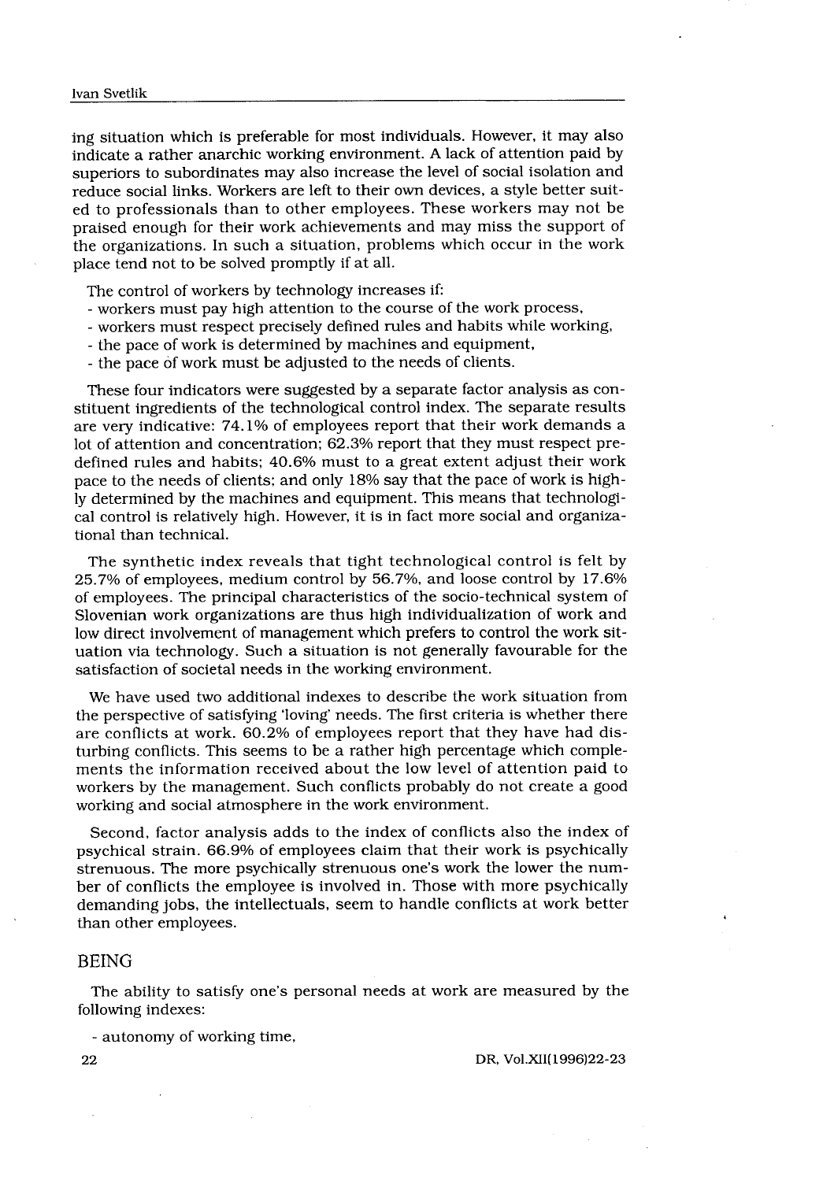ing situation which is preferable for most individuals. However, it may also indicate a rather anarchic working environment. A lack of attention paid by superiors to subordinates may also increase the level of social isolation and reduce social links. Workers are left to their own devices, a style better suited to professionals than to other employees. These workers may not be praised enough for their work achievements and may miss the support of the organizations. In such a situation, problems which occur in the work place tend not to be solved promptly if at all.

The control of workers by technology increases if:
- workers must pay high attention to the course of the work process,
- workers must respect precisely defined rules and habits while working,
- the pace of work is determined by machines and equipment,
- the pace of work must be adjusted to the needs of clients.

These four indicators were suggested by a separate factor analysis as constituent ingredients of the technological control index. The separate results are very indicative: 74.1% of employees report that their work demands a lot of attention and concentration; 62.3% report that they must respect predefined rules and habits; 40.6% must to a great extent adjust their work pace to the needs of clients; and only 18% say that the pace of work is highly determined by the machines and equipment. This means that technological control is relatively high. However, it is in fact more social and organizational than technical.

The synthetic index reveals that tight technological control is felt by 25.7% of employees, medium control by 56.7%, and loose control by 17.6% of employees. The principal characteristics of the socio-technical system of Slovenian work organizations are thus high individualization of work and low direct involvement of management which prefers to control the work situation via technology. Such a situation is not generally favourable for the satisfaction of societal needs in the working environment.

We have used two additional indexes to describe the work situation from the perspective of satisfying 'loving' needs. The first criteria is whether there are conflicts at work. 60.2% of employees report that they have had disturbing conflicts. This seems to be a rather high percentage which complements the information received about the low level of attention paid to workers by the management. Such conflicts probably do not create a good working and social atmosphere in the work environment.

Second, factor analysis adds to the index of conflicts also the index of psychical strain. 66.9% of employees claim that their work is psychically strenuous. The more psychically strenuous one's work the lower the number of conflicts the employee is involved in. Those with more psychically demanding jobs, the intellectuals, seem to handle conflicts at work better than other employees.

## BEING

The ability to satisfy one's personal needs at work are measured by the following indexes:

- autonomy of working time,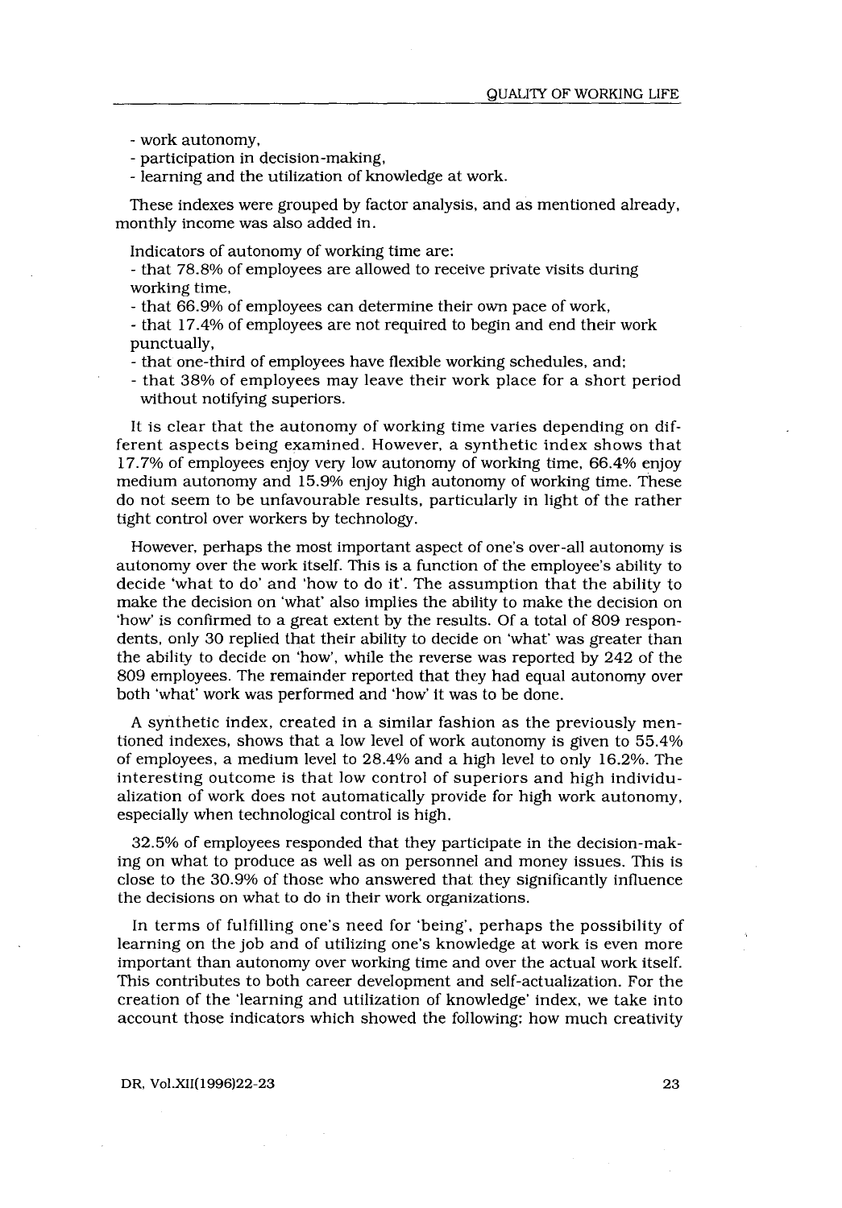- work autonomy,
- participation in decision-making,
- learning and the utilization of knowledge at work.

These indexes were grouped by factor analysis, and as mentioned already, monthly income was also added in.

Indicators of autonomy of working time are:

- that 78.8% of employees are allowed to receive private visits during working time,
- that 66.9% of employees can determine their own pace of work,
- that 17.4% of employees are not required to begin and end their work punctually,
- that one-third of employees have flexible working schedules, and;
- that 38% of employees may leave their work place for a short period without notifying superiors.

It is clear that the autonomy of working time varies depending on different aspects being examined. However, a synthetic index shows that 17.7% of employees enjoy very low autonomy of working time, 66.4% enjoy medium autonomy and 15.9% enjoy high autonomy of working time. These do not seem to be unfavourable results, particularly in light of the rather tight control over workers by technology.

However, perhaps the most important aspect of one's over-all autonomy is autonomy over the work itself. This is a function of the employee's ability to decide 'what to do' and 'how to do it'. The assumption that the ability to make the decision on 'what' also implies the ability to make the decision on 'how' is confirmed to a great extent by the results. Of a total of 809 respondents, only 30 replied that their ability to decide on 'what' was greater than the ability to decide on 'how', while the reverse was reported by 242 of the 809 employees. The remainder reported that they had equal autonomy over both 'what' work was performed and 'how' it was to be done.

A synthetic index, created in a similar fashion as the previously mentioned indexes, shows that a low level of work autonomy is given to 55.4% of employees, a medium level to 28.4% and a high level to only 16.2%. The interesting outcome is that low control of superiors and high individualization of work does not automatically provide for high work autonomy, especially when technological control is high.

32.5% of employees responded that they participate in the decision-making on what to produce as well as on personnel and money issues. This is close to the 30.9% of those who answered that they significantly influence the decisions on what to do in their work organizations.

In terms of fulfilling one's need for 'being', perhaps the possibility of learning on the job and of utilizing one's knowledge at work is even more important than autonomy over working time and over the actual work itself. This contributes to both career development and self-actualization. For the creation of the 'learning and utilization of knowledge' index, we take into account those indicators which showed the following: how much creativity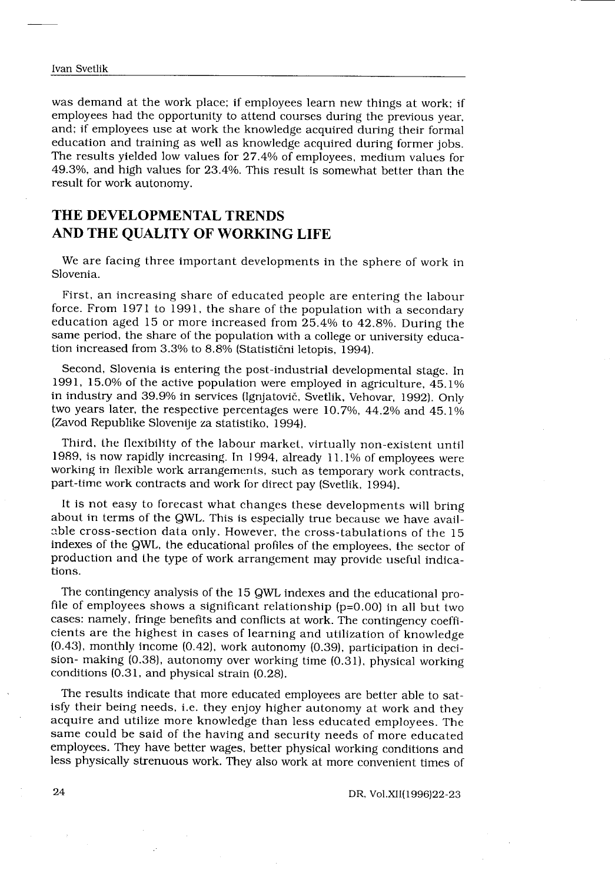was demand at the work place; if employees learn new things at work; if employees had the opportunity to attend courses during the previous year, and; if employees use at work the knowledge acquired during their formal education and training as well as knowledge acquired during former jobs. The results yielded low values for 27.4% of employees, medium values for 49.3%, and high values for 23.4%. This result is somewhat better than the result for work autonomy.

## THE DEVELOPMENTAL TRENDS AND THE QUALITY OF WORKING LIFE

We are facing three important developments in the sphere of work in Slovenia.

First, an increasing share of educated people are entering the labour force. From 1971 to 1991, the share of the population with a secondary education aged 15 or more increased from 25.4% to 42.8%. During the same period, the share of the population with a college or university education increased from 3.3% to 8.8% (Statistični letopis, 1994).

Second, Slovenia is entering the post-industrial developmental stage. In 1991, 15.0% of the active population were employed in agriculture, 45.1% in industry and 39.9% in services (Ignjatovič, Svetlik, Vehovar, 1992). Only two years later, the respective percentages were 10.7%, 44.2% and 45.1% (Zavod Republike Slovenije za statistiko, 1994).

Third, the flexibility of the labour market, virtually non-existent until 1989, is now rapidly increasing. In 1994, already 11.1% of employees were working in flexible work arrangements, such as temporary work contracts, part-time work contracts and work for direct pay (Svetlik, 1994).

It is not easy to forecast what changes these developments will bring about in terms of the QWL. This is especially true because we have available cross-section data only. However, the cross-tabulations of the 15 indexes of the QWL, the educational profiles of the employees, the sector of production and the type of work arrangement may provide useful indications.

The contingency analysis of the 15 QWL indexes and the educational profile of employees shows a significant relationship (p=0.00) in all but two cases: namely, fringe benefits and conflicts at work. The contingency coefficients are the highest in cases of learning and utilization of knowledge (0.43), monthly income (0.42), work autonomy (0.39), participation in decision- making (0.38), autonomy over working time (0.31), physical working conditions (0.31, and physical strain (0.28).

The results indicate that more educated employees are better able to satisfy their being needs, i.e. they enjoy higher autonomy at work and they acquire and utilize more knowledge than less educated employees. The same could be said of the having and security needs of more educated employees. They have better wages, better physical working conditions and less physically strenuous work. They also work at more convenient times of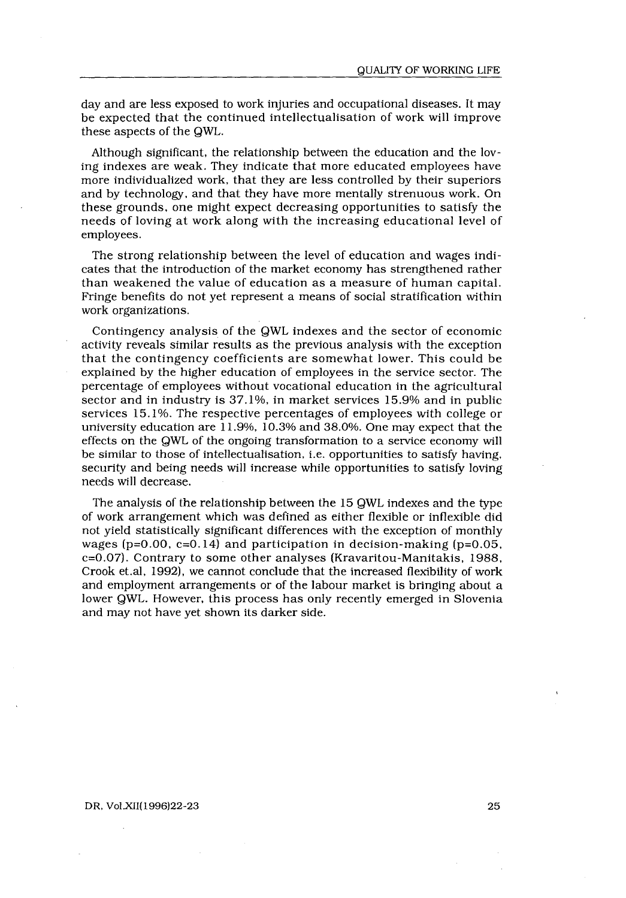day and are less exposed to work injuries and occupational diseases. It may be expected that the continued intellectualisation of work will improve these aspects of the QWL.

Although significant, the relationship between the education and the loving indexes are weak. They indicate that more educated employees have more individualized work, that they are less controlled by their superiors and by technology, and that they have more mentally strenuous work. On these grounds, one might expect decreasing opportunities to satisfy the needs of loving at work along with the increasing educational level of employees.

The strong relationship between the level of education and wages indicates that the introduction of the market economy has strengthened rather than weakened the value of education as a measure of human capital. Fringe benefits do not yet represent a means of social stratification within work organizations.

Contingency analysis of the QWL indexes and the sector of economic activity reveals similar results as the previous analysis with the exception that the contingency coefficients are somewhat lower. This could be explained by the higher education of employees in the service sector. The percentage of employees without vocational education in the agricultural sector and in industry is 37.1%, in market services 15.9% and in public services 15.1%. The respective percentages of employees with college or university education are 11.9%, 10.3% and 38.0%. One may expect that the effects on the QWL of the ongoing transformation to a service economy will be similar to those of intellectualisation, i.e. opportunities to satisfy having, security and being needs will increase while opportunities to satisfy loving needs will decrease.

The analysis of the relationship between the 15 QWL indexes and the type of work arrangement which was defined as either flexible or inflexible did not yield statistically significant differences with the exception of monthly wages ($p=0.00$, $c=0.14$) and participation in decision-making ($p=0.05$, $c=0.07$). Contrary to some other analyses (Kravaritou-Manitakis, 1988, Crook et.al, 1992), we cannot conclude that the increased flexibility of work and employment arrangements or of the labour market is bringing about a lower QWL. However, this process has only recently emerged in Slovenia and may not have yet shown its darker side.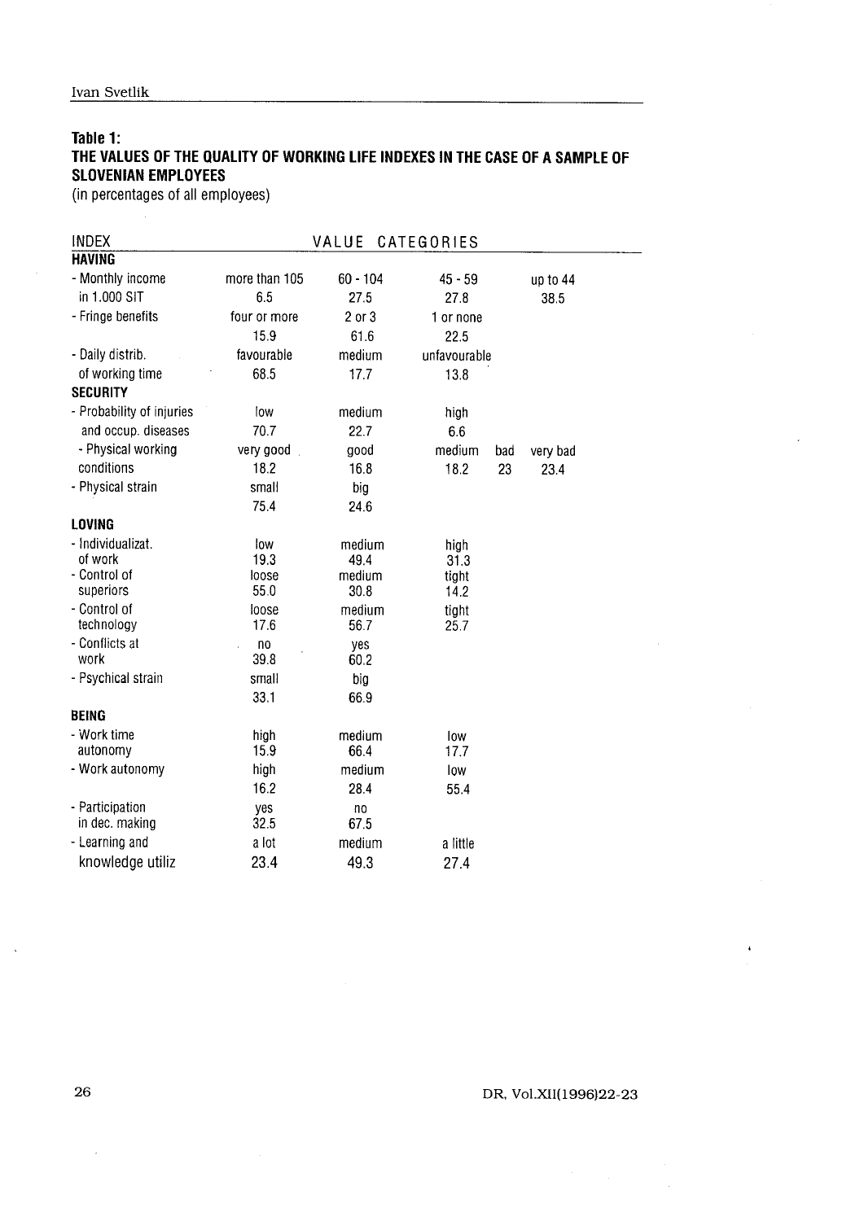**Table 1:**
**THE VALUES OF THE QUALITY OF WORKING LIFE INDEXES IN THE CASE OF A SAMPLE OF SLOVENIAN EMPLOYEES**
(in percentages of all employees)

| INDEX | VALUE CATEGORIES | | | | |
|---|---|---|---|---|---|
| **HAVING** | | | | | |
| - Monthly income in 1.000 SIT | more than 105 | 60 - 104 | 45 - 59 | | up to 44 |
| | 6.5 | 27.5 | 27.8 | | 38.5 |
| - Fringe benefits | four or more | 2 or 3 | 1 or none | | |
| | 15.9 | 61.6 | 22.5 | | |
| - Daily distrib. of working time | favourable | medium | unfavourable | | |
| | 68.5 | 17.7 | 13.8 | | |
| **SECURITY** | | | | | |
| - Probability of injuries and occup. diseases | low | medium | high | | |
| | 70.7 | 22.7 | 6.6 | | |
| - Physical working conditions | very good | good | medium | bad | very bad |
| | 18.2 | 16.8 | 18.2 | 23 | 23.4 |
| - Physical strain | small | big | | | |
| | 75.4 | 24.6 | | | |
| **LOVING** | | | | | |
| - Individualizat. of work | low | medium | high | | |
| | 19.3 | 49.4 | 31.3 | | |
| - Control of superiors | loose | medium | tight | | |
| | 55.0 | 30.8 | 14.2 | | |
| - Control of technology | loose | medium | tight | | |
| | 17.6 | 56.7 | 25.7 | | |
| - Conflicts at work | no | yes | | | |
| | 39.8 | 60.2 | | | |
| - Psychical strain | small | big | | | |
| | 33.1 | 66.9 | | | |
| **BEING** | | | | | |
| - Work time autonomy | high | medium | low | | |
| | 15.9 | 66.4 | 17.7 | | |
| - Work autonomy | high | medium | low | | |
| | 16.2 | 28.4 | 55.4 | | |
| - Participation in dec. making | yes | no | | | |
| | 32.5 | 67.5 | | | |
| - Learning and knowledge utiliz | a lot | medium | a little | | |
| | 23.4 | 49.3 | 27.4 | | |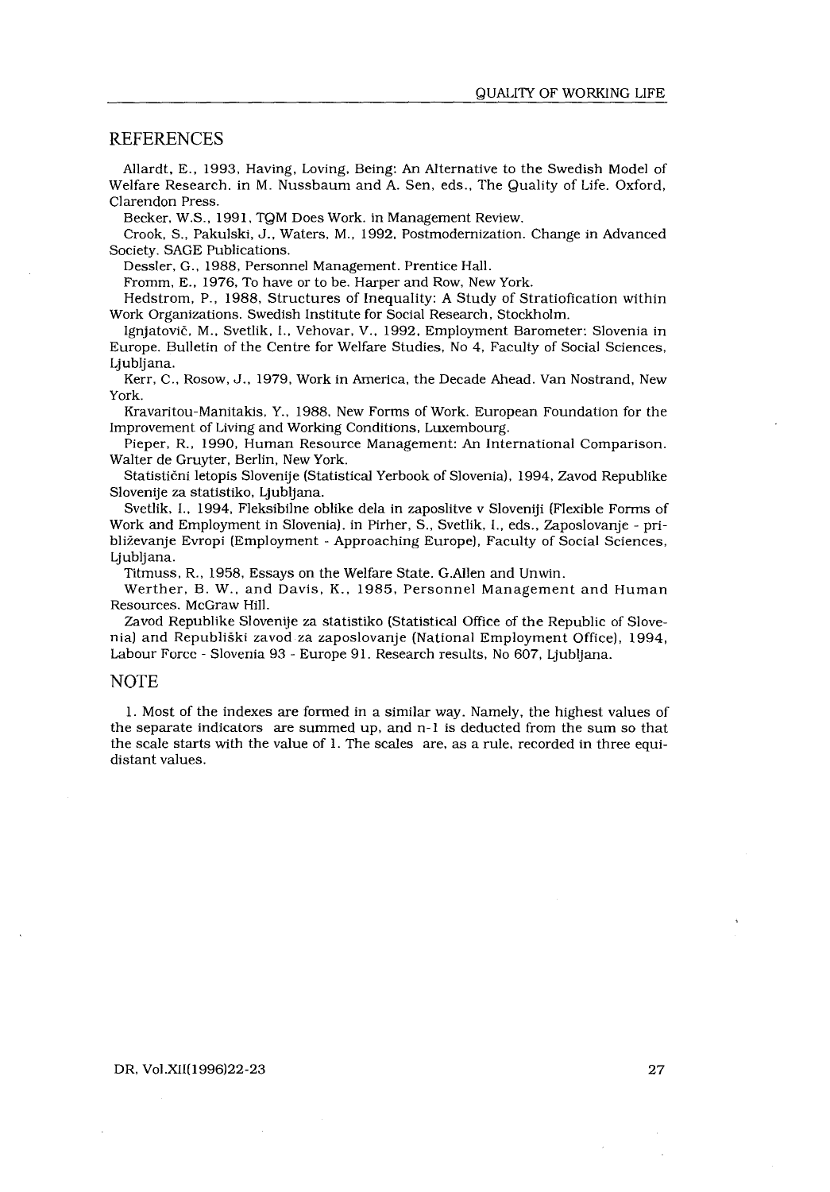## REFERENCES

Allardt, E., 1993, Having, Loving, Being: An Alternative to the Swedish Model of Welfare Research. in M. Nussbaum and A. Sen, eds., The Quality of Life. Oxford, Clarendon Press.

Becker, W.S., 1991, TQM Does Work. in Management Review.

Crook, S., Pakulski, J., Waters, M., 1992, Postmodernization. Change in Advanced Society. SAGE Publications.

Dessler, G., 1988, Personnel Management. Prentice Hall.

Fromm, E., 1976, To have or to be. Harper and Row, New York.

Hedstrom, P., 1988, Structures of Inequality: A Study of Stratiofication within Work Organizations. Swedish Institute for Social Research, Stockholm.

Ignjatovič, M., Svetlik, I., Vehovar, V., 1992, Employment Barometer: Slovenia in Europe. Bulletin of the Centre for Welfare Studies, No 4, Faculty of Social Sciences, Ljubljana.

Kerr, C., Rosow, J., 1979, Work in America, the Decade Ahead. Van Nostrand, New York.

Kravaritou-Manitakis, Y., 1988, New Forms of Work. European Foundation for the Improvement of Living and Working Conditions, Luxembourg.

Pieper, R., 1990, Human Resource Management: An International Comparison. Walter de Gruyter, Berlin, New York.

Statistični letopis Slovenije (Statistical Yerbook of Slovenia), 1994, Zavod Republike Slovenije za statistiko, Ljubljana.

Svetlik, I., 1994, Fleksibilne oblike dela in zaposlitve v Sloveniji (Flexible Forms of Work and Employment in Slovenia). in Pirher, S., Svetlik, I., eds., Zaposlovanje - približevanje Evropi (Employment - Approaching Europe), Faculty of Social Sciences, Ljubljana.

Titmuss, R., 1958, Essays on the Welfare State. G.Allen and Unwin.

Werther, B. W., and Davis, K., 1985, Personnel Management and Human Resources. McGraw Hill.

Zavod Republike Slovenije za statistiko (Statistical Office of the Republic of Slovenia) and Republiški zavod za zaposlovanje (National Employment Office), 1994, Labour Force - Slovenia 93 - Europe 91. Research results, No 607, Ljubljana.

## NOTE

1. Most of the indexes are formed in a similar way. Namely, the highest values of the separate indicators are summed up, and n-1 is deducted from the sum so that the scale starts with the value of 1. The scales are, as a rule, recorded in three equidistant values.